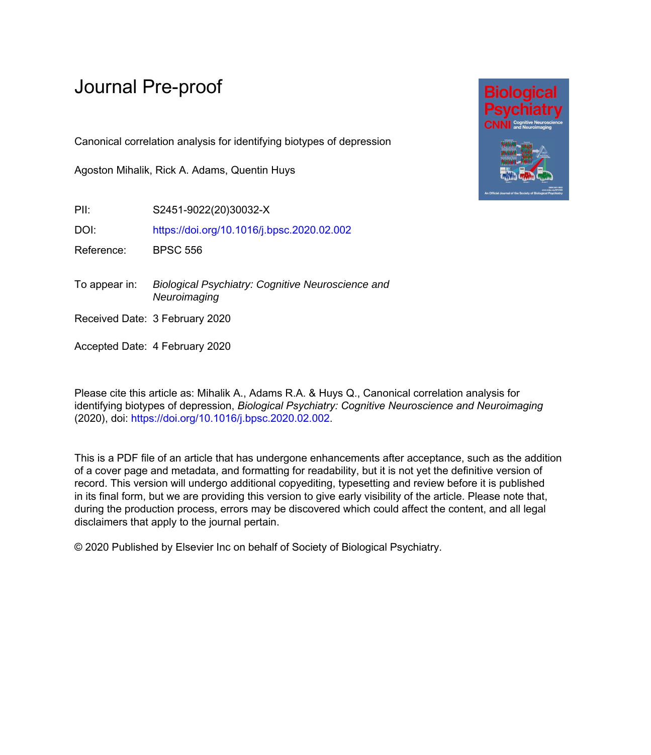# Journal Pre-proof

Canonical correlation analysis for identifying biotypes of depression

Agoston Mihalik, Rick A. Adams, Quentin Huys

PII: S2451-9022(20)30032-X

DOI: https://doi.org/10.1016/j.bpsc.2020.02.002

Reference: BPSC 556

To appear in: *Biological Psychiatry: Cognitive Neuroscience and Neuroimaging*

Received Date: 3 February 2020

Accepted Date: 4 February 2020

Please cite this article as: Mihalik A., Adams R.A. & Huys Q., Canonical correlation analysis for identifying biotypes of depression, *Biological Psychiatry: Cognitive Neuroscience and Neuroimaging* (2020), doi: https://doi.org/10.1016/j.bpsc.2020.02.002.

This is a PDF file of an article that has undergone enhancements after acceptance, such as the addition of a cover page and metadata, and formatting for readability, but it is not yet the definitive version of record. This version will undergo additional copyediting, typesetting and review before it is published in its final form, but we are providing this version to give early visibility of the article. Please note that, during the production process, errors may be discovered which could affect the content, and all legal disclaimers that apply to the journal pertain.

© 2020 Published by Elsevier Inc on behalf of Society of Biological Psychiatry.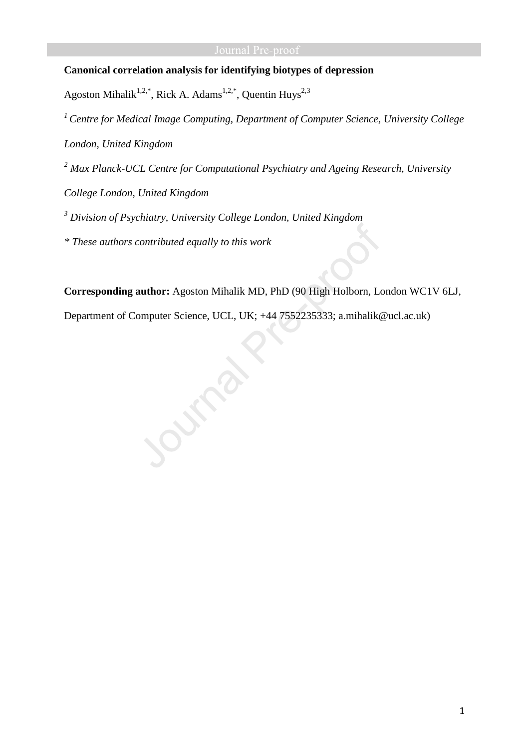**Canonical correlation analysis for identifying biotypes of depression**

Agoston Mihalik[1,2,*], Rick A. Adams[1,2,*], Quentin Huys[2,3]

[1] *Centre for Medical Image Computing, Department of Computer Science, University College London, United Kingdom*

[2] *Max Planck-UCL Centre for Computational Psychiatry and Ageing Research, University College London, United Kingdom*

[3] *Division of Psychiatry, University College London, United Kingdom*

\* *These authors contributed equally to this work*

**Corresponding author:** Agoston Mihalik MD, PhD (90 High Holborn, London WC1V 6LJ, Department of Computer Science, UCL, UK; +44 7552235333; a.mihalik@ucl.ac.uk)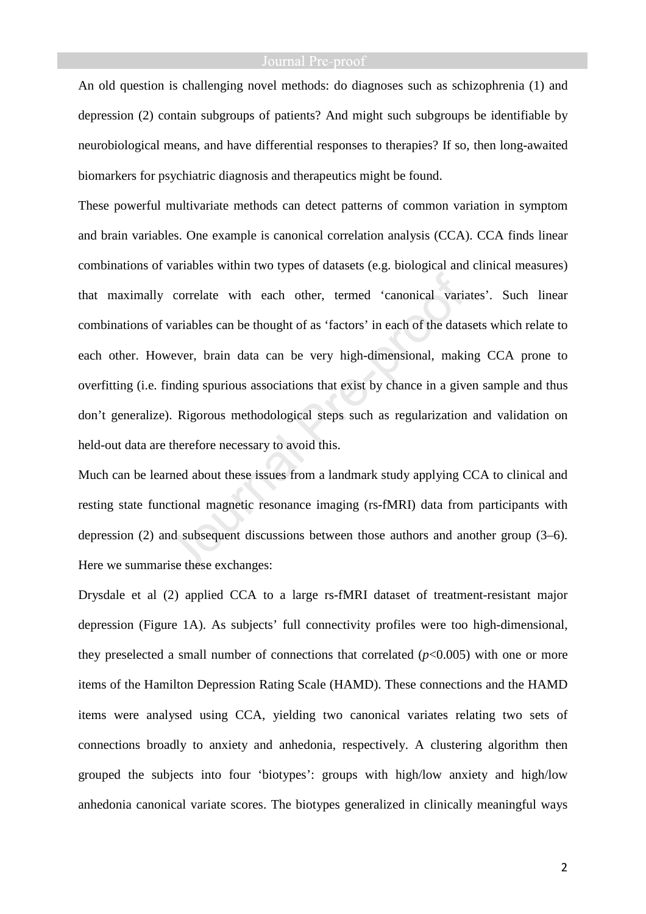An old question is challenging novel methods: do diagnoses such as schizophrenia (1) and depression (2) contain subgroups of patients? And might such subgroups be identifiable by neurobiological means, and have differential responses to therapies? If so, then long-awaited biomarkers for psychiatric diagnosis and therapeutics might be found.

These powerful multivariate methods can detect patterns of common variation in symptom and brain variables. One example is canonical correlation analysis (CCA). CCA finds linear combinations of variables within two types of datasets (e.g. biological and clinical measures) that maximally correlate with each other, termed 'canonical variates'. Such linear combinations of variables can be thought of as 'factors' in each of the datasets which relate to each other. However, brain data can be very high-dimensional, making CCA prone to overfitting (i.e. finding spurious associations that exist by chance in a given sample and thus don't generalize). Rigorous methodological steps such as regularization and validation on held-out data are therefore necessary to avoid this.

Much can be learned about these issues from a landmark study applying CCA to clinical and resting state functional magnetic resonance imaging (rs-fMRI) data from participants with depression (2) and subsequent discussions between those authors and another group (3–6). Here we summarise these exchanges:

Drysdale et al (2) applied CCA to a large rs-fMRI dataset of treatment-resistant major depression (Figure 1A). As subjects' full connectivity profiles were too high-dimensional, they preselected a small number of connections that correlated ($p<0.005$) with one or more items of the Hamilton Depression Rating Scale (HAMD). These connections and the HAMD items were analysed using CCA, yielding two canonical variates relating two sets of connections broadly to anxiety and anhedonia, respectively. A clustering algorithm then grouped the subjects into four 'biotypes': groups with high/low anxiety and high/low anhedonia canonical variate scores. The biotypes generalized in clinically meaningful ways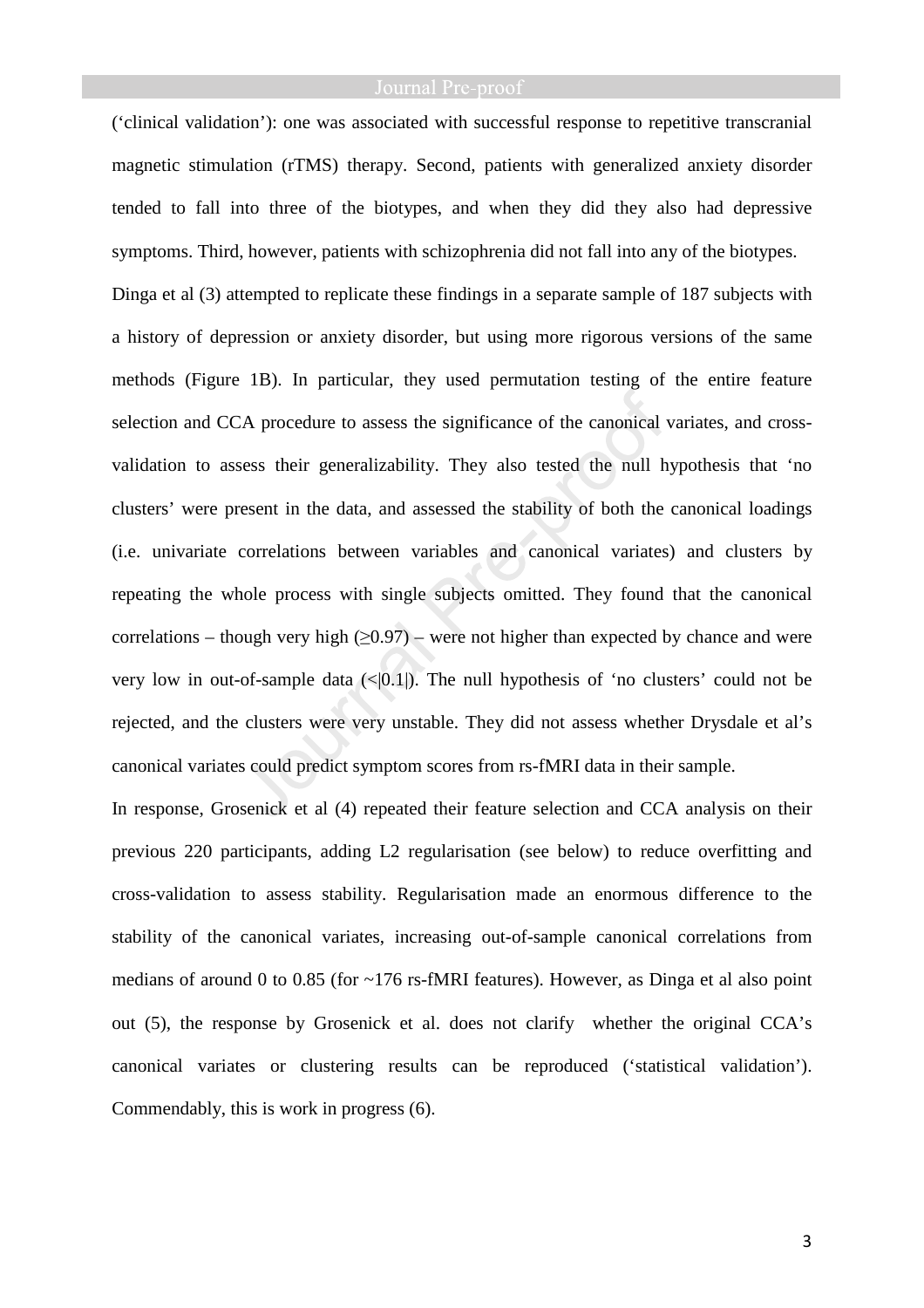('clinical validation'): one was associated with successful response to repetitive transcranial magnetic stimulation (rTMS) therapy. Second, patients with generalized anxiety disorder tended to fall into three of the biotypes, and when they did they also had depressive symptoms. Third, however, patients with schizophrenia did not fall into any of the biotypes.

Dinga et al (3) attempted to replicate these findings in a separate sample of 187 subjects with a history of depression or anxiety disorder, but using more rigorous versions of the same methods (Figure 1B). In particular, they used permutation testing of the entire feature selection and CCA procedure to assess the significance of the canonical variates, and cross-validation to assess their generalizability. They also tested the null hypothesis that 'no clusters' were present in the data, and assessed the stability of both the canonical loadings (i.e. univariate correlations between variables and canonical variates) and clusters by repeating the whole process with single subjects omitted. They found that the canonical correlations – though very high ($\geq$0.97) – were not higher than expected by chance and were very low in out-of-sample data ($<|0.1|$). The null hypothesis of 'no clusters' could not be rejected, and the clusters were very unstable. They did not assess whether Drysdale et al's canonical variates could predict symptom scores from rs-fMRI data in their sample.

In response, Grosenick et al (4) repeated their feature selection and CCA analysis on their previous 220 participants, adding L2 regularisation (see below) to reduce overfitting and cross-validation to assess stability. Regularisation made an enormous difference to the stability of the canonical variates, increasing out-of-sample canonical correlations from medians of around 0 to 0.85 (for ~176 rs-fMRI features). However, as Dinga et al also point out (5), the response by Grosenick et al. does not clarify whether the original CCA's canonical variates or clustering results can be reproduced ('statistical validation'). Commendably, this is work in progress (6).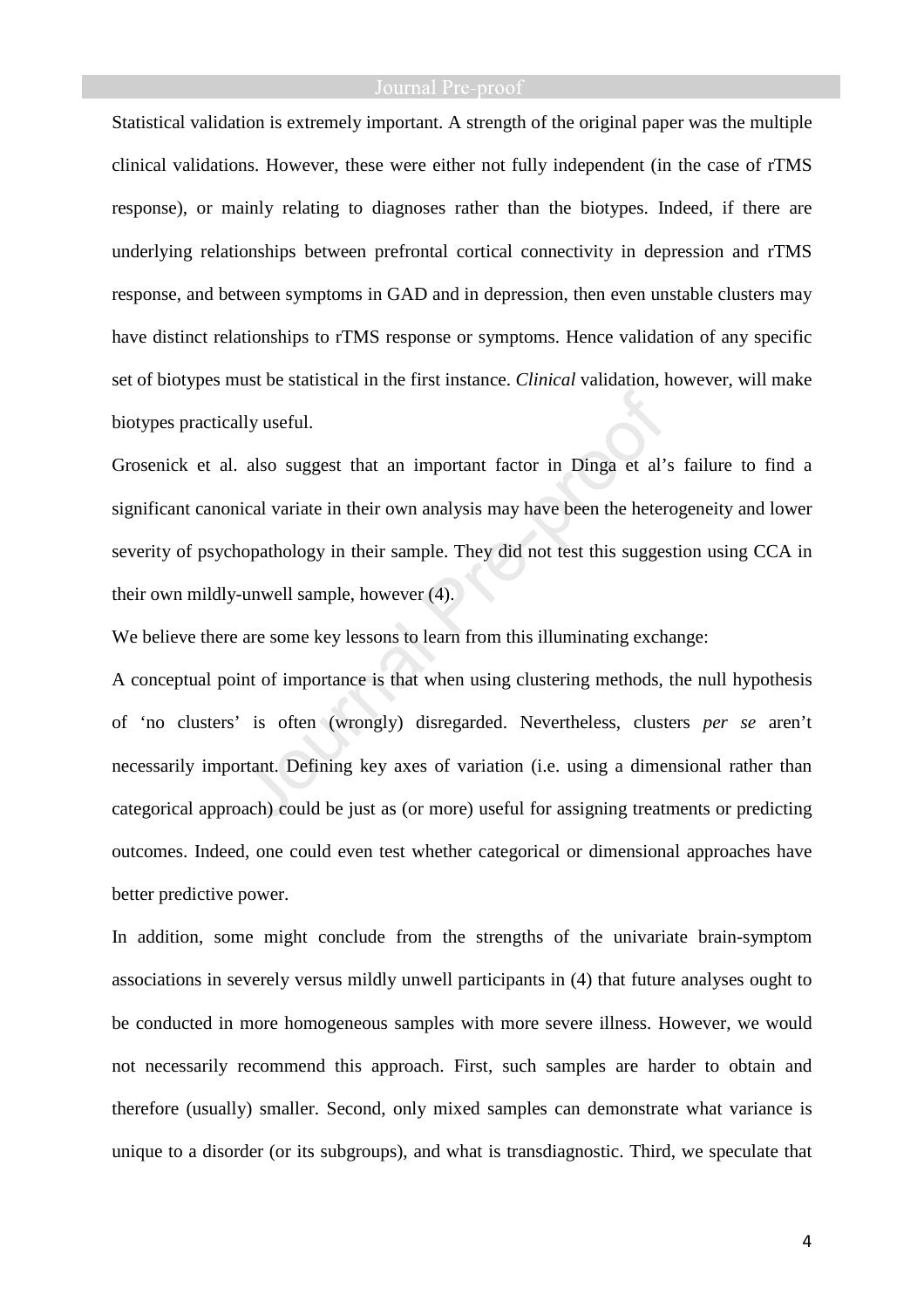Statistical validation is extremely important. A strength of the original paper was the multiple clinical validations. However, these were either not fully independent (in the case of rTMS response), or mainly relating to diagnoses rather than the biotypes. Indeed, if there are underlying relationships between prefrontal cortical connectivity in depression and rTMS response, and between symptoms in GAD and in depression, then even unstable clusters may have distinct relationships to rTMS response or symptoms. Hence validation of any specific set of biotypes must be statistical in the first instance. *Clinical* validation, however, will make biotypes practically useful.

Grosenick et al. also suggest that an important factor in Dinga et al's failure to find a significant canonical variate in their own analysis may have been the heterogeneity and lower severity of psychopathology in their sample. They did not test this suggestion using CCA in their own mildly-unwell sample, however (4).

We believe there are some key lessons to learn from this illuminating exchange:

A conceptual point of importance is that when using clustering methods, the null hypothesis of 'no clusters' is often (wrongly) disregarded. Nevertheless, clusters *per se* aren't necessarily important. Defining key axes of variation (i.e. using a dimensional rather than categorical approach) could be just as (or more) useful for assigning treatments or predicting outcomes. Indeed, one could even test whether categorical or dimensional approaches have better predictive power.

In addition, some might conclude from the strengths of the univariate brain-symptom associations in severely versus mildly unwell participants in (4) that future analyses ought to be conducted in more homogeneous samples with more severe illness. However, we would not necessarily recommend this approach. First, such samples are harder to obtain and therefore (usually) smaller. Second, only mixed samples can demonstrate what variance is unique to a disorder (or its subgroups), and what is transdiagnostic. Third, we speculate that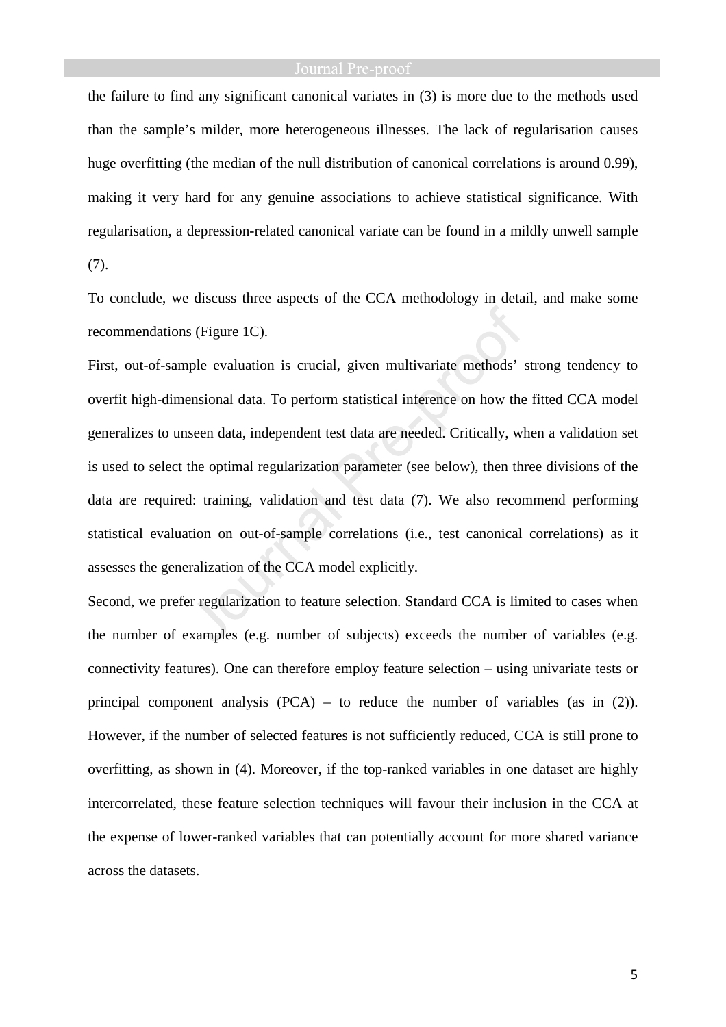the failure to find any significant canonical variates in (3) is more due to the methods used than the sample's milder, more heterogeneous illnesses. The lack of regularisation causes huge overfitting (the median of the null distribution of canonical correlations is around 0.99), making it very hard for any genuine associations to achieve statistical significance. With regularisation, a depression-related canonical variate can be found in a mildly unwell sample (7).

To conclude, we discuss three aspects of the CCA methodology in detail, and make some recommendations (Figure 1C).

First, out-of-sample evaluation is crucial, given multivariate methods' strong tendency to overfit high-dimensional data. To perform statistical inference on how the fitted CCA model generalizes to unseen data, independent test data are needed. Critically, when a validation set is used to select the optimal regularization parameter (see below), then three divisions of the data are required: training, validation and test data (7). We also recommend performing statistical evaluation on out-of-sample correlations (i.e., test canonical correlations) as it assesses the generalization of the CCA model explicitly.

Second, we prefer regularization to feature selection. Standard CCA is limited to cases when the number of examples (e.g. number of subjects) exceeds the number of variables (e.g. connectivity features). One can therefore employ feature selection – using univariate tests or principal component analysis (PCA) – to reduce the number of variables (as in (2)). However, if the number of selected features is not sufficiently reduced, CCA is still prone to overfitting, as shown in (4). Moreover, if the top-ranked variables in one dataset are highly intercorrelated, these feature selection techniques will favour their inclusion in the CCA at the expense of lower-ranked variables that can potentially account for more shared variance across the datasets.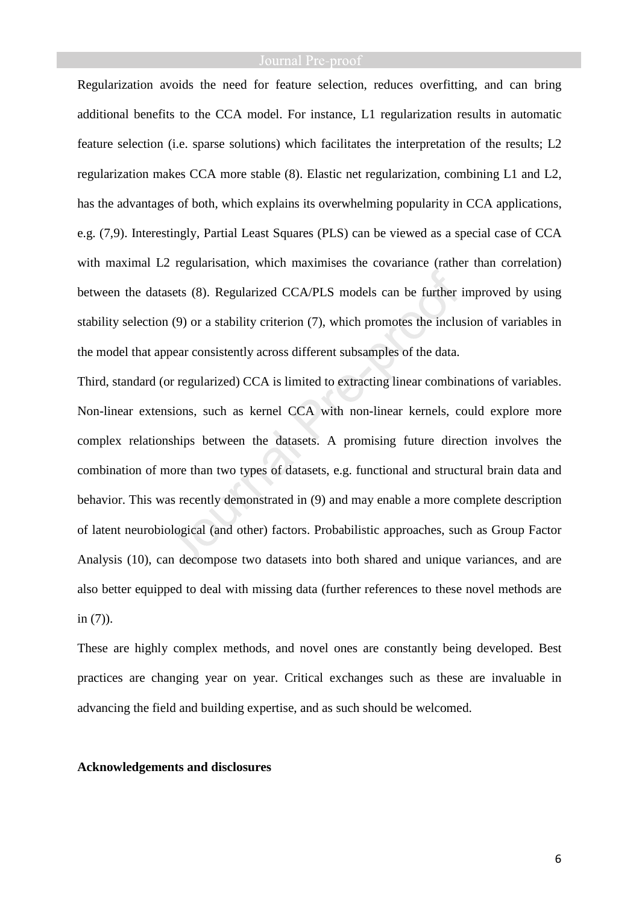Regularization avoids the need for feature selection, reduces overfitting, and can bring additional benefits to the CCA model. For instance, L1 regularization results in automatic feature selection (i.e. sparse solutions) which facilitates the interpretation of the results; L2 regularization makes CCA more stable (8). Elastic net regularization, combining L1 and L2, has the advantages of both, which explains its overwhelming popularity in CCA applications, e.g. (7,9). Interestingly, Partial Least Squares (PLS) can be viewed as a special case of CCA with maximal L2 regularisation, which maximises the covariance (rather than correlation) between the datasets (8). Regularized CCA/PLS models can be further improved by using stability selection (9) or a stability criterion (7), which promotes the inclusion of variables in the model that appear consistently across different subsamples of the data.

Third, standard (or regularized) CCA is limited to extracting linear combinations of variables. Non-linear extensions, such as kernel CCA with non-linear kernels, could explore more complex relationships between the datasets. A promising future direction involves the combination of more than two types of datasets, e.g. functional and structural brain data and behavior. This was recently demonstrated in (9) and may enable a more complete description of latent neurobiological (and other) factors. Probabilistic approaches, such as Group Factor Analysis (10), can decompose two datasets into both shared and unique variances, and are also better equipped to deal with missing data (further references to these novel methods are in (7)).

These are highly complex methods, and novel ones are constantly being developed. Best practices are changing year on year. Critical exchanges such as these are invaluable in advancing the field and building expertise, and as such should be welcomed.

**Acknowledgements and disclosures**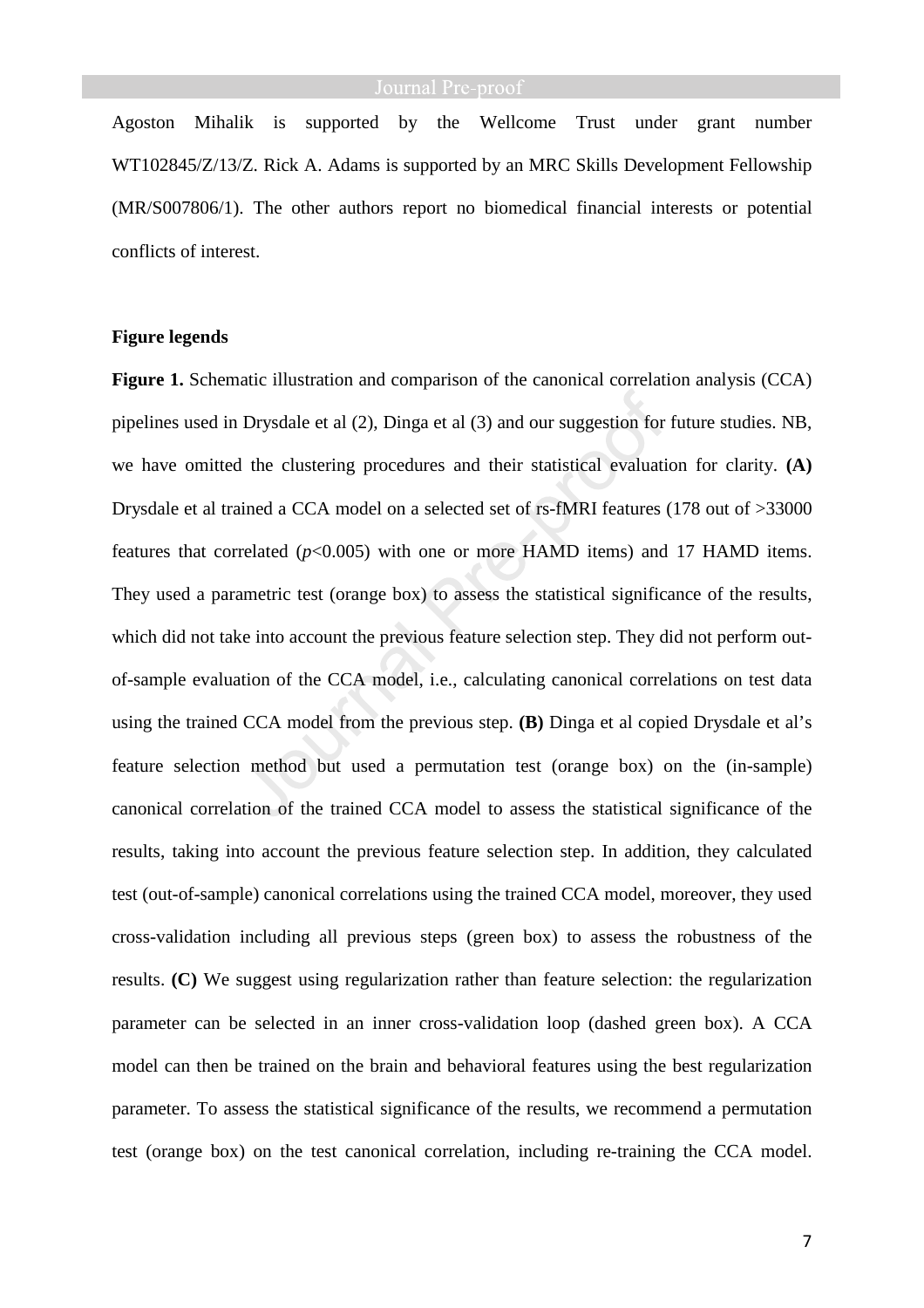Agoston Mihalik is supported by the Wellcome Trust under grant number WT102845/Z/13/Z. Rick A. Adams is supported by an MRC Skills Development Fellowship (MR/S007806/1). The other authors report no biomedical financial interests or potential conflicts of interest.

**Figure legends**

**Figure 1.** Schematic illustration and comparison of the canonical correlation analysis (CCA) pipelines used in Drysdale et al (2), Dinga et al (3) and our suggestion for future studies. NB, we have omitted the clustering procedures and their statistical evaluation for clarity. **(A)** Drysdale et al trained a CCA model on a selected set of rs-fMRI features (178 out of >33000 features that correlated ($p$<0.005) with one or more HAMD items) and 17 HAMD items. They used a parametric test (orange box) to assess the statistical significance of the results, which did not take into account the previous feature selection step. They did not perform out-of-sample evaluation of the CCA model, i.e., calculating canonical correlations on test data using the trained CCA model from the previous step. **(B)** Dinga et al copied Drysdale et al's feature selection method but used a permutation test (orange box) on the (in-sample) canonical correlation of the trained CCA model to assess the statistical significance of the results, taking into account the previous feature selection step. In addition, they calculated test (out-of-sample) canonical correlations using the trained CCA model, moreover, they used cross-validation including all previous steps (green box) to assess the robustness of the results. **(C)** We suggest using regularization rather than feature selection: the regularization parameter can be selected in an inner cross-validation loop (dashed green box). A CCA model can then be trained on the brain and behavioral features using the best regularization parameter. To assess the statistical significance of the results, we recommend a permutation test (orange box) on the test canonical correlation, including re-training the CCA model.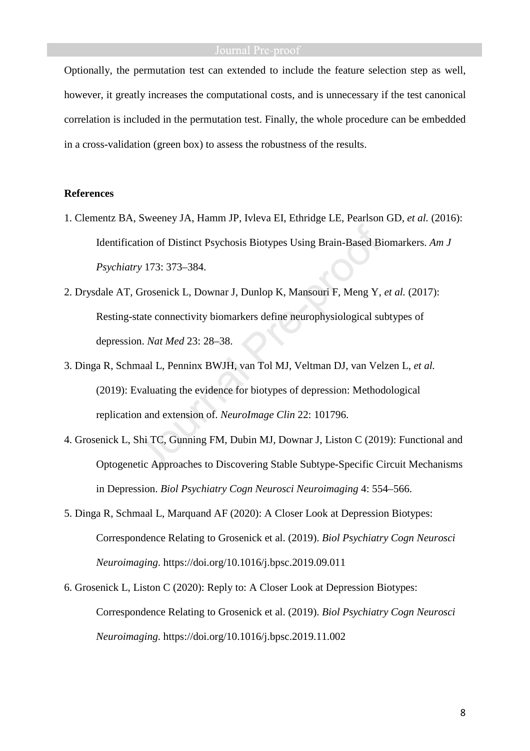Optionally, the permutation test can extended to include the feature selection step as well, however, it greatly increases the computational costs, and is unnecessary if the test canonical correlation is included in the permutation test. Finally, the whole procedure can be embedded in a cross-validation (green box) to assess the robustness of the results.

**References**

1. Clementz BA, Sweeney JA, Hamm JP, Ivleva EI, Ethridge LE, Pearlson GD, *et al.* (2016): Identification of Distinct Psychosis Biotypes Using Brain-Based Biomarkers. *Am J Psychiatry* 173: 373–384.
2. Drysdale AT, Grosenick L, Downar J, Dunlop K, Mansouri F, Meng Y, *et al.* (2017): Resting-state connectivity biomarkers define neurophysiological subtypes of depression. *Nat Med* 23: 28–38.
3. Dinga R, Schmaal L, Penninx BWJH, van Tol MJ, Veltman DJ, van Velzen L, *et al.* (2019): Evaluating the evidence for biotypes of depression: Methodological replication and extension of. *NeuroImage Clin* 22: 101796.
4. Grosenick L, Shi TC, Gunning FM, Dubin MJ, Downar J, Liston C (2019): Functional and Optogenetic Approaches to Discovering Stable Subtype-Specific Circuit Mechanisms in Depression. *Biol Psychiatry Cogn Neurosci Neuroimaging* 4: 554–566.
5. Dinga R, Schmaal L, Marquand AF (2020): A Closer Look at Depression Biotypes: Correspondence Relating to Grosenick et al. (2019). *Biol Psychiatry Cogn Neurosci Neuroimaging*. https://doi.org/10.1016/j.bpsc.2019.09.011
6. Grosenick L, Liston C (2020): Reply to: A Closer Look at Depression Biotypes: Correspondence Relating to Grosenick et al. (2019). *Biol Psychiatry Cogn Neurosci Neuroimaging*. https://doi.org/10.1016/j.bpsc.2019.11.002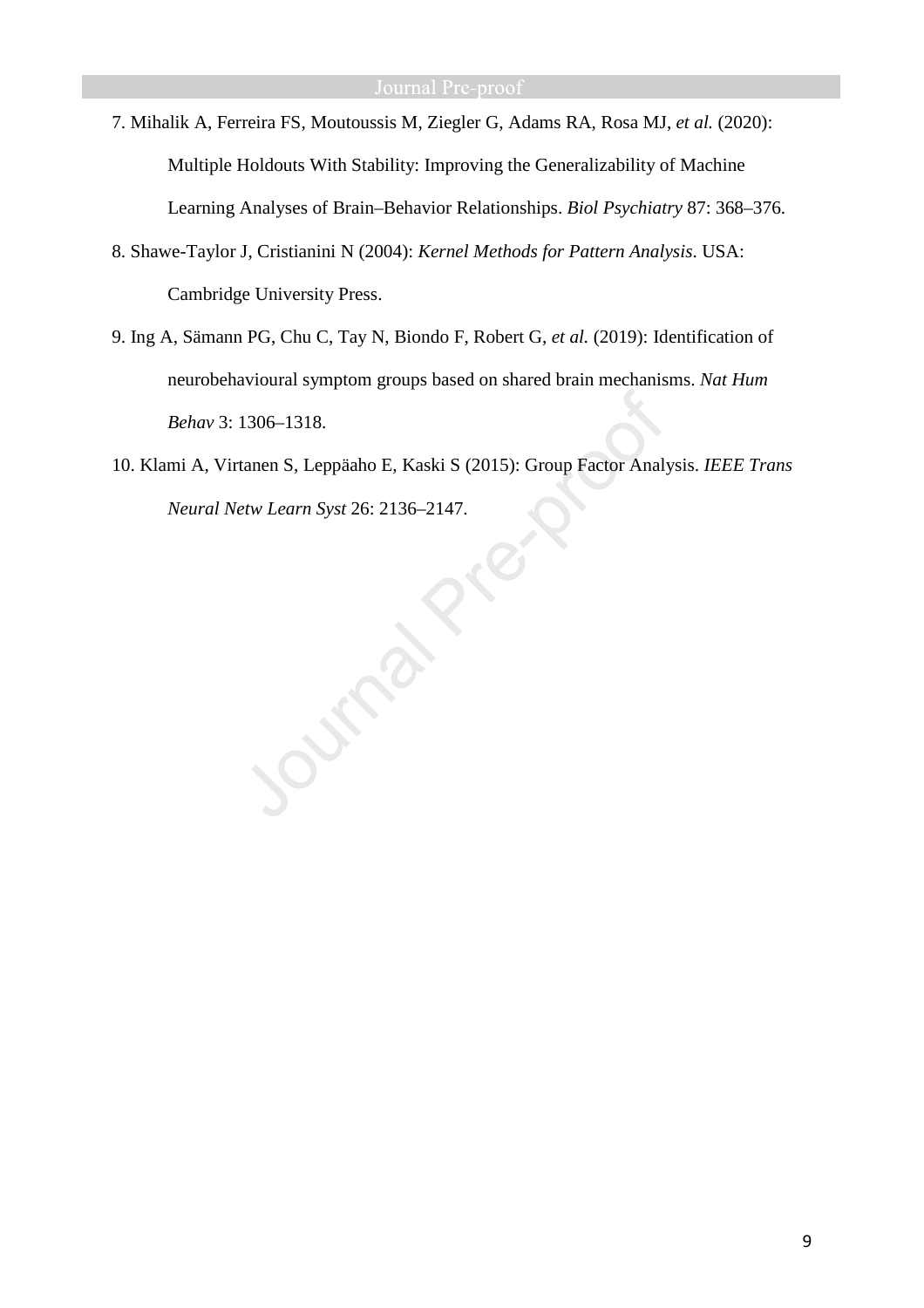7. Mihalik A, Ferreira FS, Moutoussis M, Ziegler G, Adams RA, Rosa MJ, *et al.* (2020): Multiple Holdouts With Stability: Improving the Generalizability of Machine Learning Analyses of Brain–Behavior Relationships. *Biol Psychiatry* 87: 368–376.
8. Shawe-Taylor J, Cristianini N (2004): *Kernel Methods for Pattern Analysis*. USA: Cambridge University Press.
9. Ing A, Sämann PG, Chu C, Tay N, Biondo F, Robert G, *et al.* (2019): Identification of neurobehavioural symptom groups based on shared brain mechanisms. *Nat Hum Behav* 3: 1306–1318.
10. Klami A, Virtanen S, Leppäaho E, Kaski S (2015): Group Factor Analysis. *IEEE Trans Neural Netw Learn Syst* 26: 2136–2147.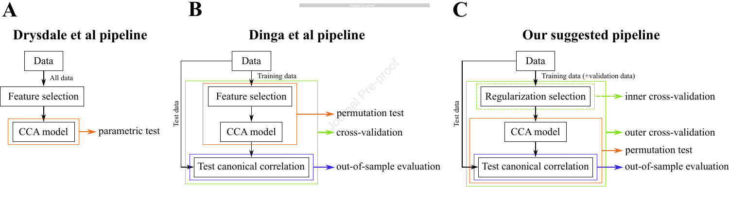A

**Drysdale et al pipeline**

Data

All data

Feature selection

CCA model

parametric test

B

**Dinga et al pipeline**

Data

Training data

Test data

Feature selection

CCA model

permutation test

cross-validation

Test canonical correlation

out-of-sample evaluation

C

**Our suggested pipeline**

Data

Training data (+validation data)

Test data

Regularization selection

inner cross-validation

CCA model

outer cross-validation

permutation test

Test canonical correlation

out-of-sample evaluation